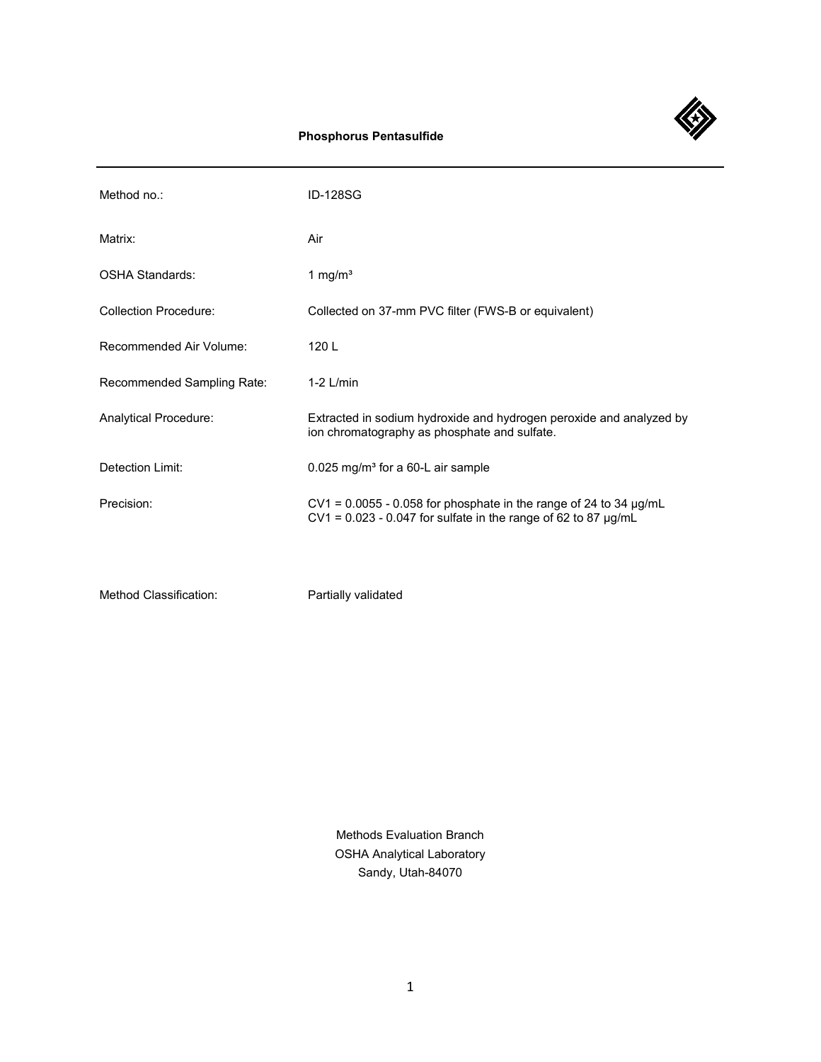# Phosphorus Pentasulfide

| | |
|---|---|
| Method no.: | ID-128SG |
| Matrix: | Air |
| OSHA Standards: | 1 mg/m³ |
| Collection Procedure: | Collected on 37-mm PVC filter (FWS-B or equivalent) |
| Recommended Air Volume: | 120 L |
| Recommended Sampling Rate: | 1-2 L/min |
| Analytical Procedure: | Extracted in sodium hydroxide and hydrogen peroxide and analyzed by ion chromatography as phosphate and sulfate. |
| Detection Limit: | 0.025 mg/m³ for a 60-L air sample |
| Precision: | $CV_1$ = 0.0055 - 0.058 for phosphate in the range of 24 to 34 µg/mL<br>$CV_1$ = 0.023 - 0.047 for sulfate in the range of 62 to 87 µg/mL |
| Method Classification: | Partially validated |

Methods Evaluation Branch
OSHA Analytical Laboratory
Sandy, Utah-84070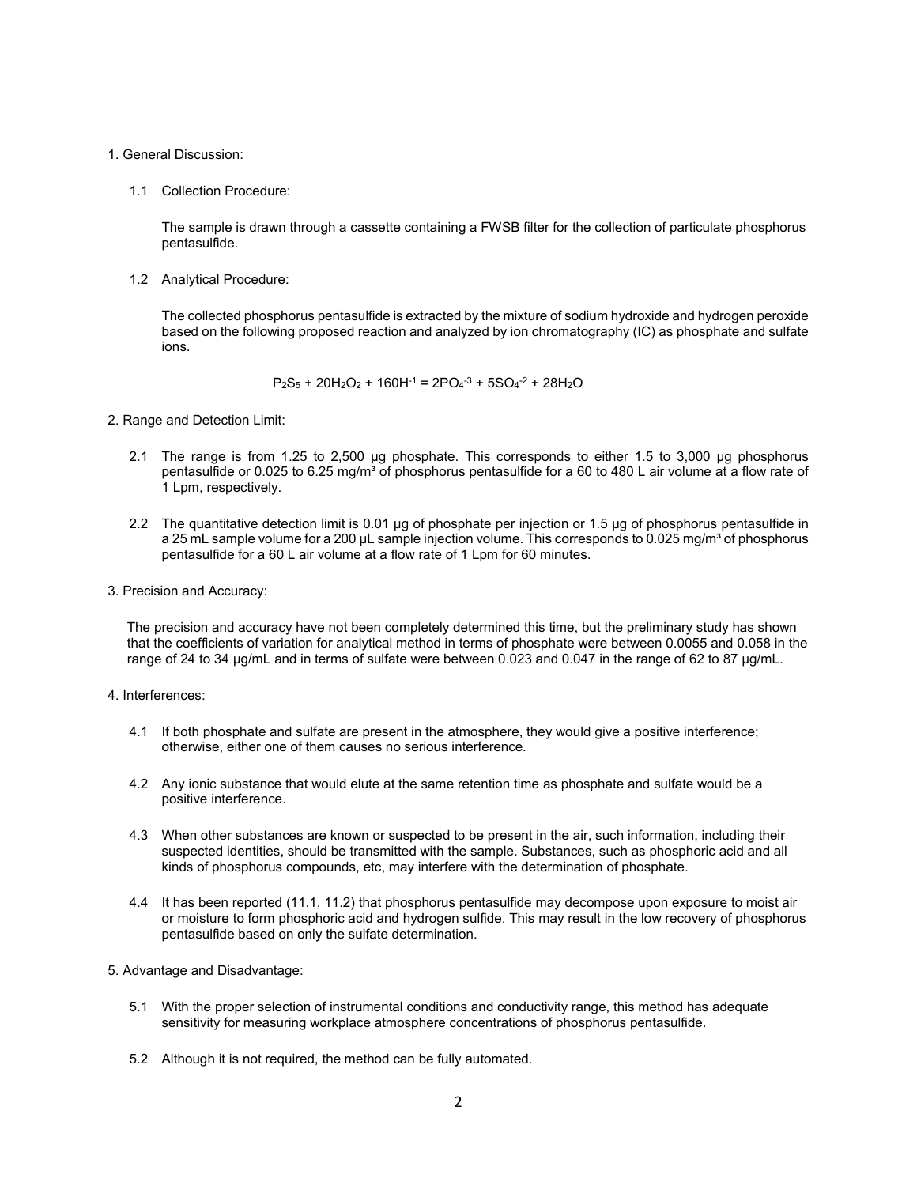1. General Discussion:

   1.1 Collection Procedure:

   The sample is drawn through a cassette containing a FWSB filter for the collection of particulate phosphorus pentasulfide.

   1.2 Analytical Procedure:

   The collected phosphorus pentasulfide is extracted by the mixture of sodium hydroxide and hydrogen peroxide based on the following proposed reaction and analyzed by ion chromatography (IC) as phosphate and sulfate ions.

$$P_2S_5 + 20H_2O_2 + 160H^{-1} = 2PO_4^{-3} + 5SO_4^{-2} + 28H_2O$$

2. Range and Detection Limit:

   2.1 The range is from 1.25 to 2,500 µg phosphate. This corresponds to either 1.5 to 3,000 µg phosphorus pentasulfide or 0.025 to 6.25 mg/m³ of phosphorus pentasulfide for a 60 to 480 L air volume at a flow rate of 1 Lpm, respectively.

   2.2 The quantitative detection limit is 0.01 µg of phosphate per injection or 1.5 µg of phosphorus pentasulfide in a 25 mL sample volume for a 200 µL sample injection volume. This corresponds to 0.025 mg/m³ of phosphorus pentasulfide for a 60 L air volume at a flow rate of 1 Lpm for 60 minutes.

3. Precision and Accuracy:

   The precision and accuracy have not been completely determined this time, but the preliminary study has shown that the coefficients of variation for analytical method in terms of phosphate were between 0.0055 and 0.058 in the range of 24 to 34 µg/mL and in terms of sulfate were between 0.023 and 0.047 in the range of 62 to 87 µg/mL.

4. Interferences:

   4.1 If both phosphate and sulfate are present in the atmosphere, they would give a positive interference; otherwise, either one of them causes no serious interference.

   4.2 Any ionic substance that would elute at the same retention time as phosphate and sulfate would be a positive interference.

   4.3 When other substances are known or suspected to be present in the air, such information, including their suspected identities, should be transmitted with the sample. Substances, such as phosphoric acid and all kinds of phosphorus compounds, etc, may interfere with the determination of phosphate.

   4.4 It has been reported (11.1, 11.2) that phosphorus pentasulfide may decompose upon exposure to moist air or moisture to form phosphoric acid and hydrogen sulfide. This may result in the low recovery of phosphorus pentasulfide based on only the sulfate determination.

5. Advantage and Disadvantage:

   5.1 With the proper selection of instrumental conditions and conductivity range, this method has adequate sensitivity for measuring workplace atmosphere concentrations of phosphorus pentasulfide.

   5.2 Although it is not required, the method can be fully automated.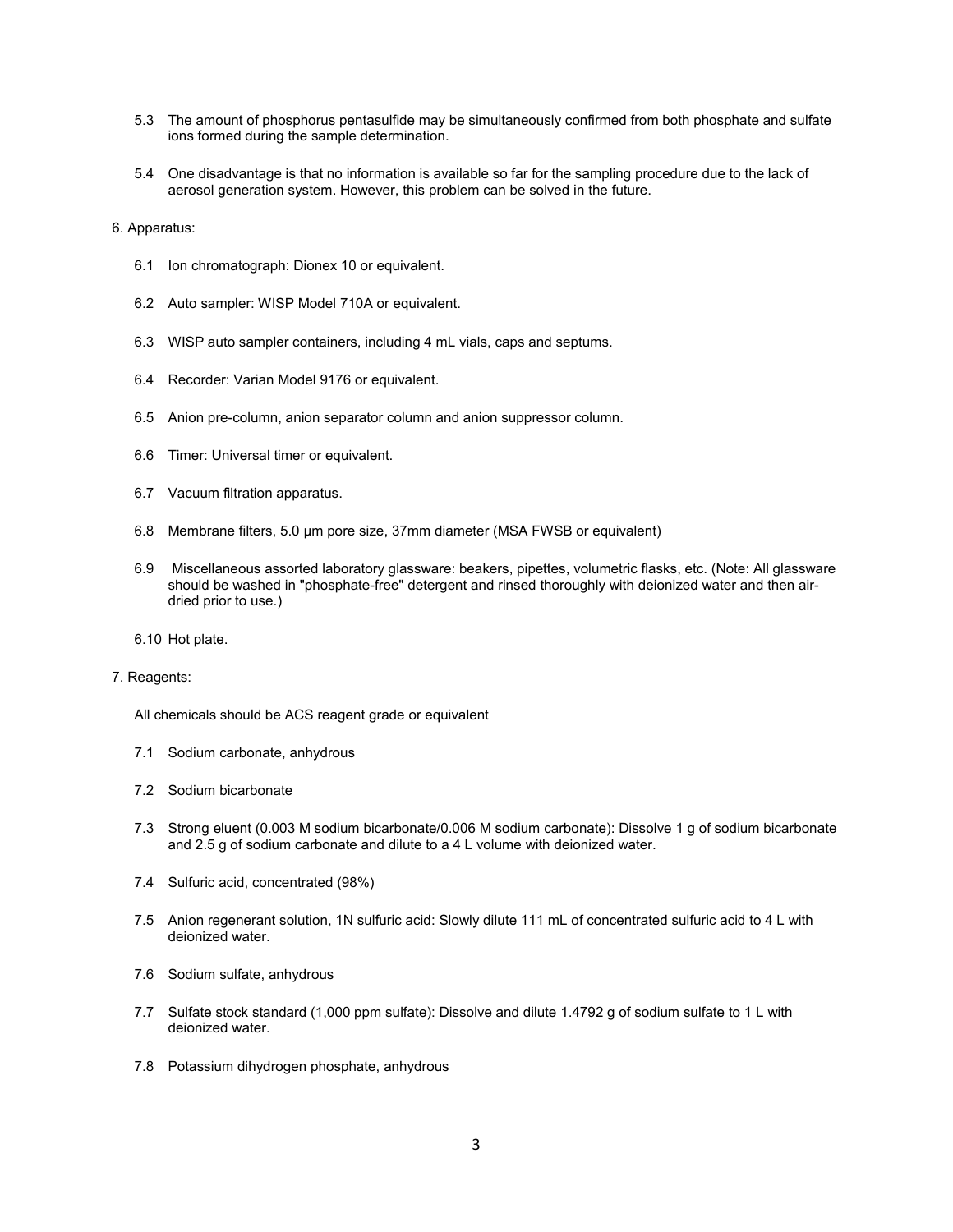5.3 The amount of phosphorus pentasulfide may be simultaneously confirmed from both phosphate and sulfate ions formed during the sample determination.

5.4 One disadvantage is that no information is available so far for the sampling procedure due to the lack of aerosol generation system. However, this problem can be solved in the future.

6. Apparatus:

6.1 Ion chromatograph: Dionex 10 or equivalent.

6.2 Auto sampler: WISP Model 710A or equivalent.

6.3 WISP auto sampler containers, including 4 mL vials, caps and septums.

6.4 Recorder: Varian Model 9176 or equivalent.

6.5 Anion pre-column, anion separator column and anion suppressor column.

6.6 Timer: Universal timer or equivalent.

6.7 Vacuum filtration apparatus.

6.8 Membrane filters, 5.0 µm pore size, 37mm diameter (MSA FWSB or equivalent)

6.9 Miscellaneous assorted laboratory glassware: beakers, pipettes, volumetric flasks, etc. (Note: All glassware should be washed in "phosphate-free" detergent and rinsed thoroughly with deionized water and then air-dried prior to use.)

6.10 Hot plate.

7. Reagents:

All chemicals should be ACS reagent grade or equivalent

7.1 Sodium carbonate, anhydrous

7.2 Sodium bicarbonate

7.3 Strong eluent (0.003 M sodium bicarbonate/0.006 M sodium carbonate): Dissolve 1 g of sodium bicarbonate and 2.5 g of sodium carbonate and dilute to a 4 L volume with deionized water.

7.4 Sulfuric acid, concentrated (98%)

7.5 Anion regenerant solution, 1N sulfuric acid: Slowly dilute 111 mL of concentrated sulfuric acid to 4 L with deionized water.

7.6 Sodium sulfate, anhydrous

7.7 Sulfate stock standard (1,000 ppm sulfate): Dissolve and dilute 1.4792 g of sodium sulfate to 1 L with deionized water.

7.8 Potassium dihydrogen phosphate, anhydrous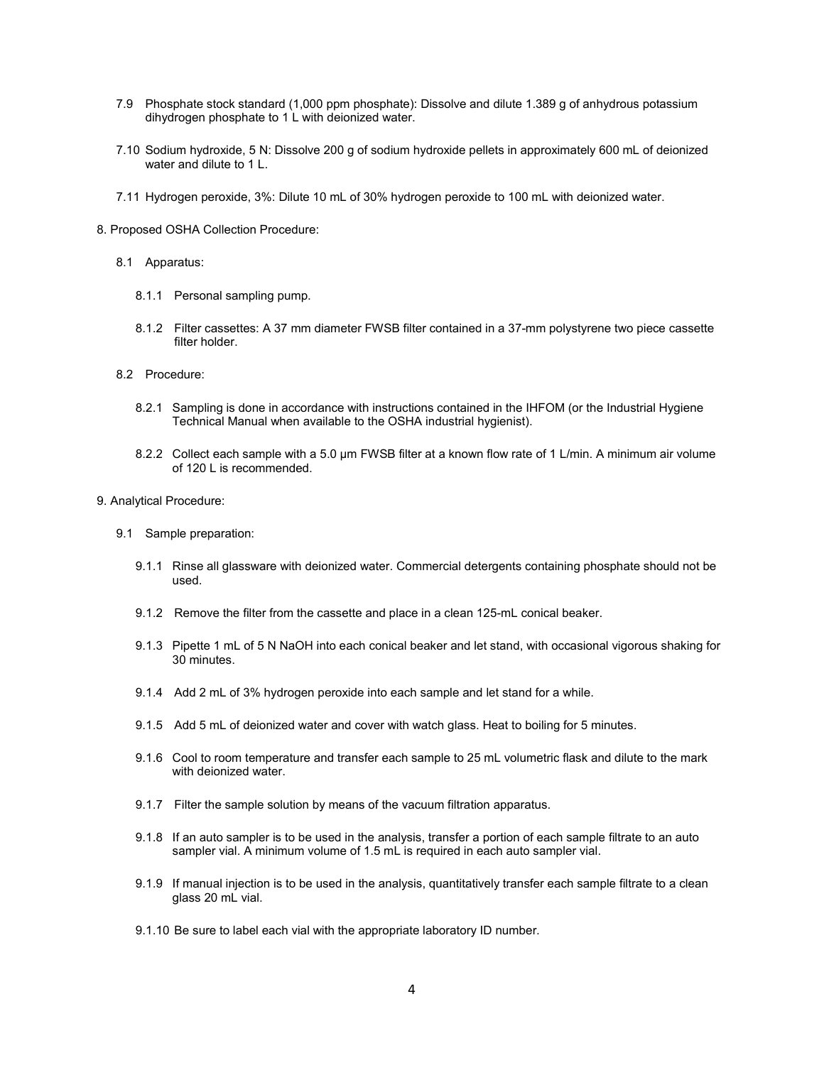7.9 Phosphate stock standard (1,000 ppm phosphate): Dissolve and dilute 1.389 g of anhydrous potassium dihydrogen phosphate to 1 L with deionized water.

7.10 Sodium hydroxide, 5 N: Dissolve 200 g of sodium hydroxide pellets in approximately 600 mL of deionized water and dilute to 1 L.

7.11 Hydrogen peroxide, 3%: Dilute 10 mL of 30% hydrogen peroxide to 100 mL with deionized water.

8. Proposed OSHA Collection Procedure:

8.1 Apparatus:

8.1.1 Personal sampling pump.

8.1.2 Filter cassettes: A 37 mm diameter FWSB filter contained in a 37-mm polystyrene two piece cassette filter holder.

8.2 Procedure:

8.2.1 Sampling is done in accordance with instructions contained in the IHFOM (or the Industrial Hygiene Technical Manual when available to the OSHA industrial hygienist).

8.2.2 Collect each sample with a 5.0 µm FWSB filter at a known flow rate of 1 L/min. A minimum air volume of 120 L is recommended.

9. Analytical Procedure:

9.1 Sample preparation:

9.1.1 Rinse all glassware with deionized water. Commercial detergents containing phosphate should not be used.

9.1.2 Remove the filter from the cassette and place in a clean 125-mL conical beaker.

9.1.3 Pipette 1 mL of 5 N NaOH into each conical beaker and let stand, with occasional vigorous shaking for 30 minutes.

9.1.4 Add 2 mL of 3% hydrogen peroxide into each sample and let stand for a while.

9.1.5 Add 5 mL of deionized water and cover with watch glass. Heat to boiling for 5 minutes.

9.1.6 Cool to room temperature and transfer each sample to 25 mL volumetric flask and dilute to the mark with deionized water.

9.1.7 Filter the sample solution by means of the vacuum filtration apparatus.

9.1.8 If an auto sampler is to be used in the analysis, transfer a portion of each sample filtrate to an auto sampler vial. A minimum volume of 1.5 mL is required in each auto sampler vial.

9.1.9 If manual injection is to be used in the analysis, quantitatively transfer each sample filtrate to a clean glass 20 mL vial.

9.1.10 Be sure to label each vial with the appropriate laboratory ID number.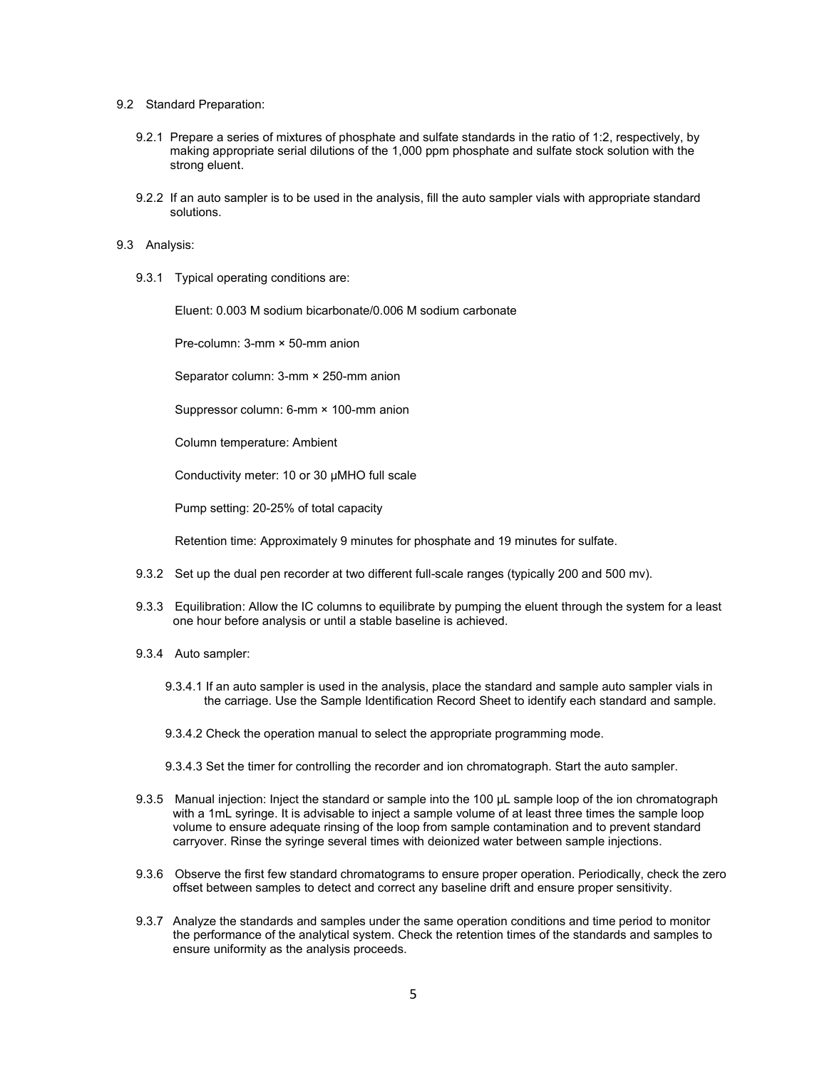9.2 Standard Preparation:

9.2.1 Prepare a series of mixtures of phosphate and sulfate standards in the ratio of 1:2, respectively, by making appropriate serial dilutions of the 1,000 ppm phosphate and sulfate stock solution with the strong eluent.

9.2.2 If an auto sampler is to be used in the analysis, fill the auto sampler vials with appropriate standard solutions.

9.3 Analysis:

9.3.1 Typical operating conditions are:

Eluent: 0.003 M sodium bicarbonate/0.006 M sodium carbonate

Pre-column: 3-mm × 50-mm anion

Separator column: 3-mm × 250-mm anion

Suppressor column: 6-mm × 100-mm anion

Column temperature: Ambient

Conductivity meter: 10 or 30 μMHO full scale

Pump setting: 20-25% of total capacity

Retention time: Approximately 9 minutes for phosphate and 19 minutes for sulfate.

9.3.2 Set up the dual pen recorder at two different full-scale ranges (typically 200 and 500 mv).

9.3.3 Equilibration: Allow the IC columns to equilibrate by pumping the eluent through the system for a least one hour before analysis or until a stable baseline is achieved.

9.3.4 Auto sampler:

9.3.4.1 If an auto sampler is used in the analysis, place the standard and sample auto sampler vials in the carriage. Use the Sample Identification Record Sheet to identify each standard and sample.

9.3.4.2 Check the operation manual to select the appropriate programming mode.

9.3.4.3 Set the timer for controlling the recorder and ion chromatograph. Start the auto sampler.

9.3.5 Manual injection: Inject the standard or sample into the 100 μL sample loop of the ion chromatograph with a 1mL syringe. It is advisable to inject a sample volume of at least three times the sample loop volume to ensure adequate rinsing of the loop from sample contamination and to prevent standard carryover. Rinse the syringe several times with deionized water between sample injections.

9.3.6 Observe the first few standard chromatograms to ensure proper operation. Periodically, check the zero offset between samples to detect and correct any baseline drift and ensure proper sensitivity.

9.3.7 Analyze the standards and samples under the same operation conditions and time period to monitor the performance of the analytical system. Check the retention times of the standards and samples to ensure uniformity as the analysis proceeds.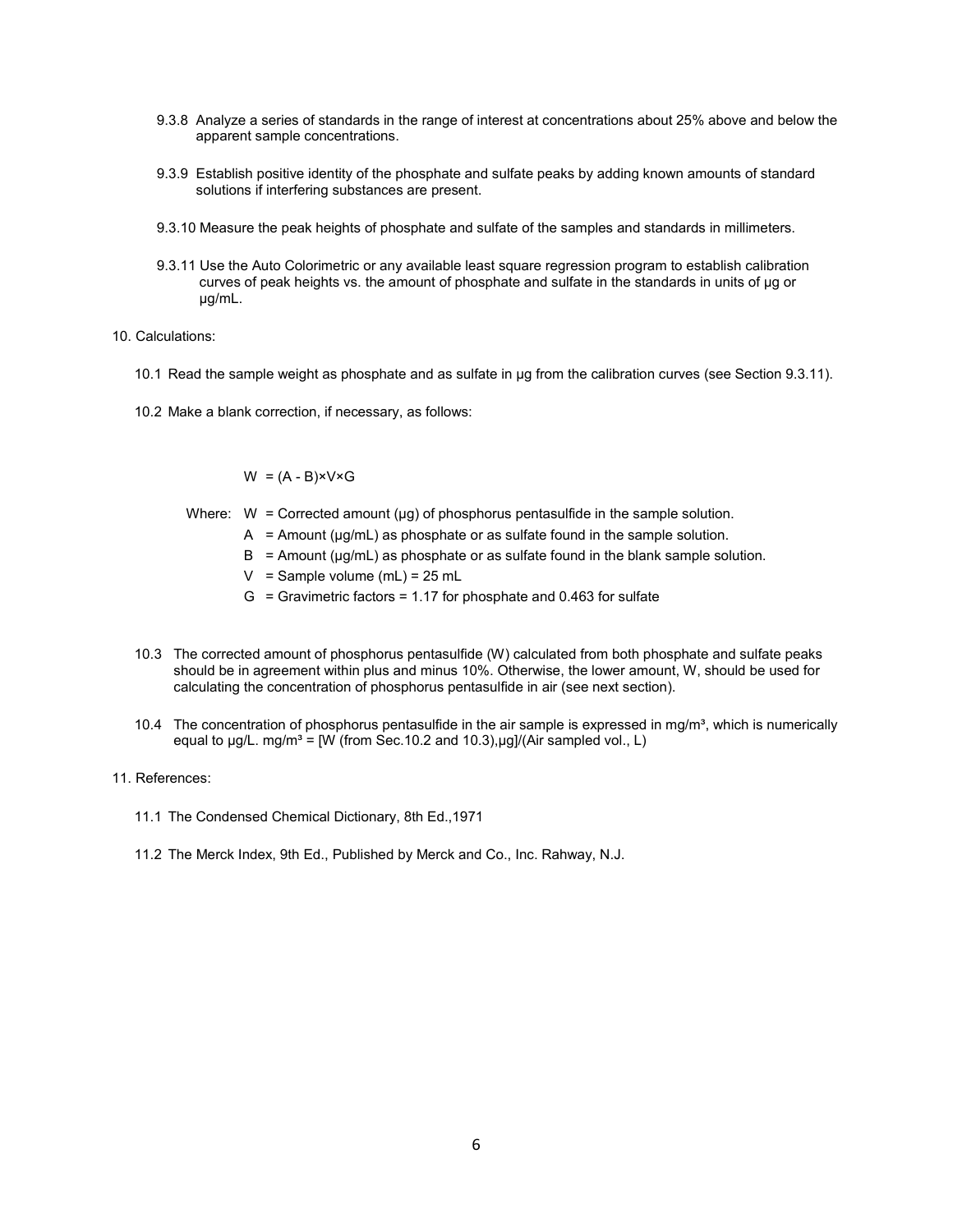9.3.8 Analyze a series of standards in the range of interest at concentrations about 25% above and below the apparent sample concentrations.

9.3.9 Establish positive identity of the phosphate and sulfate peaks by adding known amounts of standard solutions if interfering substances are present.

9.3.10 Measure the peak heights of phosphate and sulfate of the samples and standards in millimeters.

9.3.11 Use the Auto Colorimetric or any available least square regression program to establish calibration curves of peak heights vs. the amount of phosphate and sulfate in the standards in units of µg or µg/mL.

## 10. Calculations:

10.1 Read the sample weight as phosphate and as sulfate in µg from the calibration curves (see Section 9.3.11).

10.2 Make a blank correction, if necessary, as follows:

$$W = (A - B) \times V \times G$$

Where:
- W = Corrected amount (µg) of phosphorus pentasulfide in the sample solution.
- A = Amount (µg/mL) as phosphate or as sulfate found in the sample solution.
- B = Amount (µg/mL) as phosphate or as sulfate found in the blank sample solution.
- V = Sample volume (mL) = 25 mL
- G = Gravimetric factors = 1.17 for phosphate and 0.463 for sulfate

10.3 The corrected amount of phosphorus pentasulfide (W) calculated from both phosphate and sulfate peaks should be in agreement within plus and minus 10%. Otherwise, the lower amount, W, should be used for calculating the concentration of phosphorus pentasulfide in air (see next section).

10.4 The concentration of phosphorus pentasulfide in the air sample is expressed in mg/m³, which is numerically equal to µg/L. mg/m³ = [W (from Sec.10.2 and 10.3),µg]/(Air sampled vol., L)

## 11. References:

11.1 The Condensed Chemical Dictionary, 8th Ed.,1971

11.2 The Merck Index, 9th Ed., Published by Merck and Co., Inc. Rahway, N.J.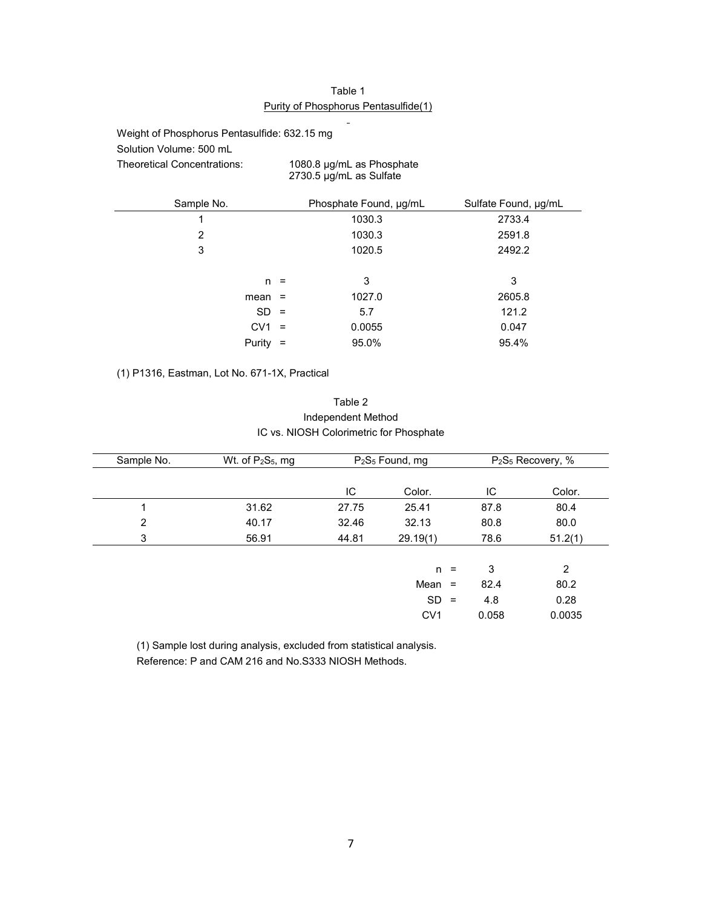Table 1

Purity of Phosphorus Pentasulfide(1)

Weight of Phosphorus Pentasulfide: 632.15 mg

Solution Volume: 500 mL

Theoretical Concentrations: 1080.8 μg/mL as Phosphate
2730.5 μg/mL as Sulfate

| Sample No. | Phosphate Found, μg/mL | Sulfate Found, μg/mL |
|---|---|---|
| 1 | 1030.3 | 2733.4 |
| 2 | 1030.3 | 2591.8 |
| 3 | 1020.5 | 2492.2 |
| n = | 3 | 3 |
| mean = | 1027.0 | 2605.8 |
| SD = | 5.7 | 121.2 |
| CV1 = | 0.0055 | 0.047 |
| Purity = | 95.0% | 95.4% |

(1) P1316, Eastman, Lot No. 671-1X, Practical

Table 2

Independent Method

IC vs. NIOSH Colorimetric for Phosphate

| Sample No. | Wt. of $P_2S_5$, mg | $P_2S_5$ Found, mg | | $P_2S_5$ Recovery, % | |
|---|---|---|---|---|---|
| | | IC | Color. | IC | Color. |
| 1 | 31.62 | 27.75 | 25.41 | 87.8 | 80.4 |
| 2 | 40.17 | 32.46 | 32.13 | 80.8 | 80.0 |
| 3 | 56.91 | 44.81 | 29.19(1) | 78.6 | 51.2(1) |
| | | | n = | 3 | 2 |
| | | | Mean = | 82.4 | 80.2 |
| | | | SD = | 4.8 | 0.28 |
| | | | CV1 | 0.058 | 0.0035 |

(1) Sample lost during analysis, excluded from statistical analysis.

Reference: P and CAM 216 and No.S333 NIOSH Methods.